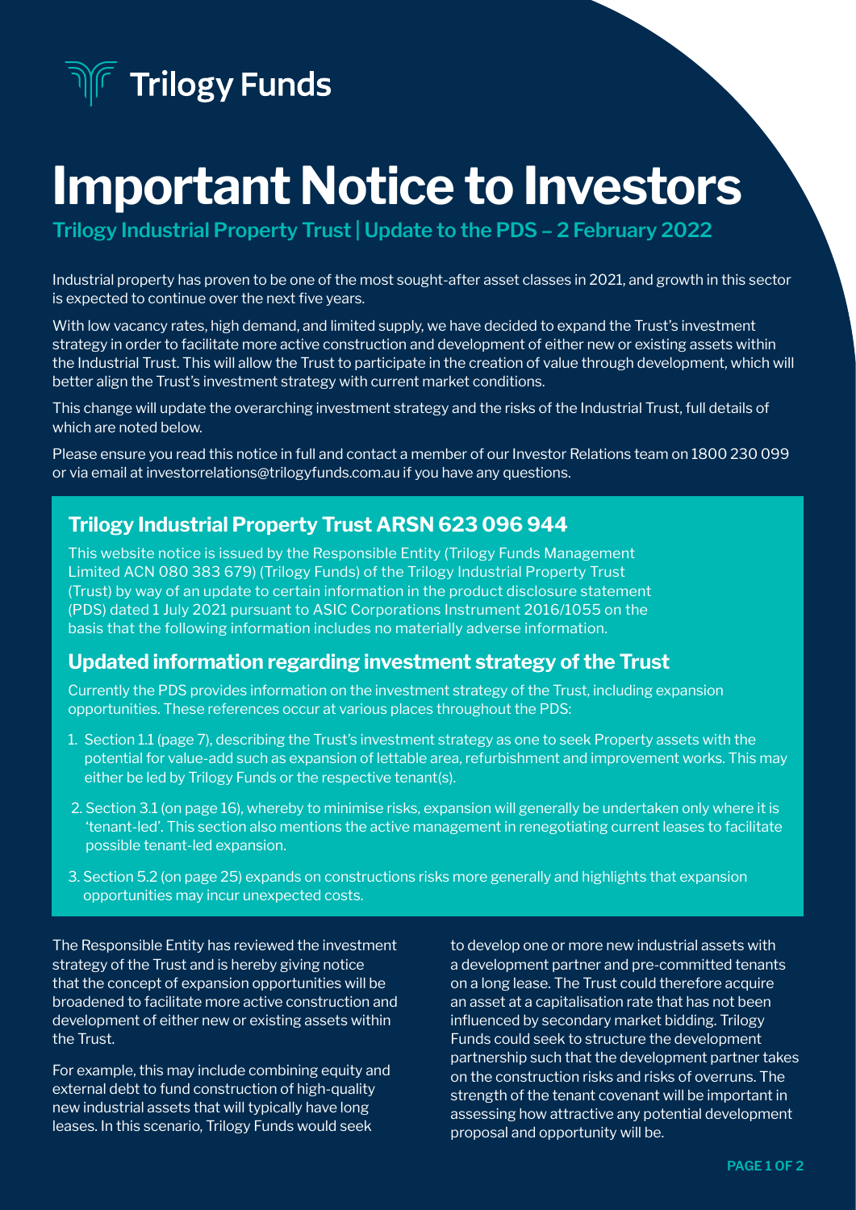Trilogy Funds

# Important Notice to Investors

### Trilogy Industrial Property Trust | Update to the PDS – 2 February 2022

Industrial property has proven to be one of the most sought-after asset classes in 2021, and growth in this sector is expected to continue over the next five years.

With low vacancy rates, high demand, and limited supply, we have decided to expand the Trust's investment strategy in order to facilitate more active construction and development of either new or existing assets within the Industrial Trust. This will allow the Trust to participate in the creation of value through development, which will better align the Trust's investment strategy with current market conditions.

This change will update the overarching investment strategy and the risks of the Industrial Trust, full details of which are noted below.

Please ensure you read this notice in full and contact a member of our Investor Relations team on 1800 230 099 or via email at investorrelations@trilogyfunds.com.au if you have any questions.

## Trilogy Industrial Property Trust ARSN 623 096 944

This website notice is issued by the Responsible Entity (Trilogy Funds Management Limited ACN 080 383 679) (Trilogy Funds) of the Trilogy Industrial Property Trust (Trust) by way of an update to certain information in the product disclosure statement (PDS) dated 1 July 2021 pursuant to ASIC Corporations Instrument 2016/1055 on the basis that the following information includes no materially adverse information.

## Updated information regarding investment strategy of the Trust

Currently the PDS provides information on the investment strategy of the Trust, including expansion opportunities. These references occur at various places throughout the PDS:

1. Section 1.1 (page 7), describing the Trust's investment strategy as one to seek Property assets with the potential for value-add such as expansion of lettable area, refurbishment and improvement works. This may either be led by Trilogy Funds or the respective tenant(s).
2. Section 3.1 (on page 16), whereby to minimise risks, expansion will generally be undertaken only where it is 'tenant-led'. This section also mentions the active management in renegotiating current leases to facilitate possible tenant-led expansion.
3. Section 5.2 (on page 25) expands on constructions risks more generally and highlights that expansion opportunities may incur unexpected costs.

The Responsible Entity has reviewed the investment strategy of the Trust and is hereby giving notice that the concept of expansion opportunities will be broadened to facilitate more active construction and development of either new or existing assets within the Trust.

For example, this may include combining equity and external debt to fund construction of high-quality new industrial assets that will typically have long leases. In this scenario, Trilogy Funds would seek to develop one or more new industrial assets with a development partner and pre-committed tenants on a long lease. The Trust could therefore acquire an asset at a capitalisation rate that has not been influenced by secondary market bidding. Trilogy Funds could seek to structure the development partnership such that the development partner takes on the construction risks and risks of overruns. The strength of the tenant covenant will be important in assessing how attractive any potential development proposal and opportunity will be.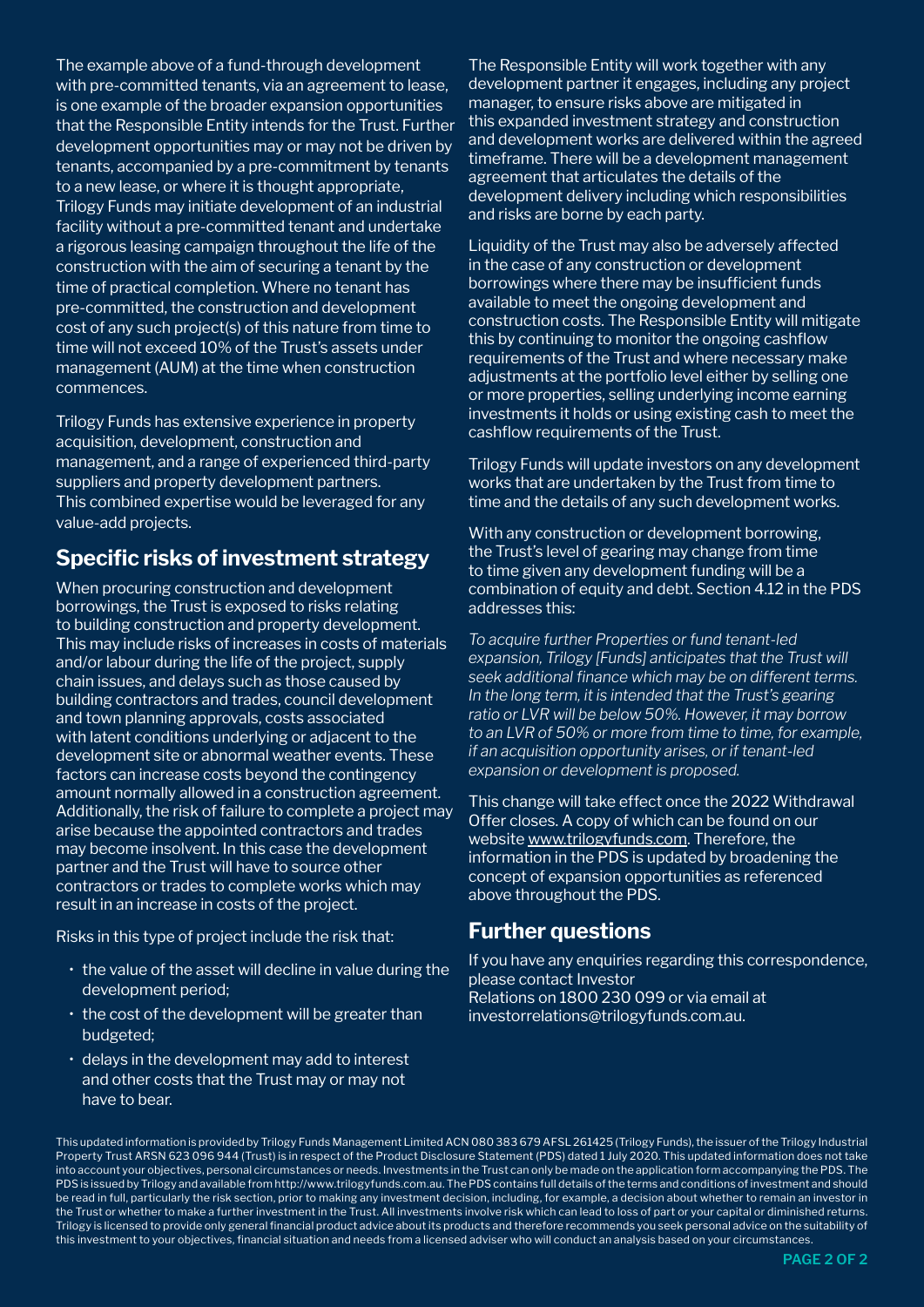The example above of a fund-through development with pre-committed tenants, via an agreement to lease, is one example of the broader expansion opportunities that the Responsible Entity intends for the Trust. Further development opportunities may or may not be driven by tenants, accompanied by a pre-commitment by tenants to a new lease, or where it is thought appropriate, Trilogy Funds may initiate development of an industrial facility without a pre-committed tenant and undertake a rigorous leasing campaign throughout the life of the construction with the aim of securing a tenant by the time of practical completion. Where no tenant has pre-committed, the construction and development cost of any such project(s) of this nature from time to time will not exceed 10% of the Trust's assets under management (AUM) at the time when construction commences.

Trilogy Funds has extensive experience in property acquisition, development, construction and management, and a range of experienced third-party suppliers and property development partners. This combined expertise would be leveraged for any value-add projects.

## Specific risks of investment strategy

When procuring construction and development borrowings, the Trust is exposed to risks relating to building construction and property development. This may include risks of increases in costs of materials and/or labour during the life of the project, supply chain issues, and delays such as those caused by building contractors and trades, council development and town planning approvals, costs associated with latent conditions underlying or adjacent to the development site or abnormal weather events. These factors can increase costs beyond the contingency amount normally allowed in a construction agreement. Additionally, the risk of failure to complete a project may arise because the appointed contractors and trades may become insolvent. In this case the development partner and the Trust will have to source other contractors or trades to complete works which may result in an increase in costs of the project.

Risks in this type of project include the risk that:

- the value of the asset will decline in value during the development period;
- the cost of the development will be greater than budgeted;
- delays in the development may add to interest and other costs that the Trust may or may not have to bear.

The Responsible Entity will work together with any development partner it engages, including any project manager, to ensure risks above are mitigated in this expanded investment strategy and construction and development works are delivered within the agreed timeframe. There will be a development management agreement that articulates the details of the development delivery including which responsibilities and risks are borne by each party.

Liquidity of the Trust may also be adversely affected in the case of any construction or development borrowings where there may be insufficient funds available to meet the ongoing development and construction costs. The Responsible Entity will mitigate this by continuing to monitor the ongoing cashflow requirements of the Trust and where necessary make adjustments at the portfolio level either by selling one or more properties, selling underlying income earning investments it holds or using existing cash to meet the cashflow requirements of the Trust.

Trilogy Funds will update investors on any development works that are undertaken by the Trust from time to time and the details of any such development works.

With any construction or development borrowing, the Trust's level of gearing may change from time to time given any development funding will be a combination of equity and debt. Section 4.12 in the PDS addresses this:

*To acquire further Properties or fund tenant-led expansion, Trilogy [Funds] anticipates that the Trust will seek additional finance which may be on different terms. In the long term, it is intended that the Trust's gearing ratio or LVR will be below 50%. However, it may borrow to an LVR of 50% or more from time to time, for example, if an acquisition opportunity arises, or if tenant-led expansion or development is proposed.*

This change will take effect once the 2022 Withdrawal Offer closes. A copy of which can be found on our website www.trilogyfunds.com. Therefore, the information in the PDS is updated by broadening the concept of expansion opportunities as referenced above throughout the PDS.

## Further questions

If you have any enquiries regarding this correspondence, please contact Investor Relations on 1800 230 099 or via email at investorrelations@trilogyfunds.com.au.

This updated information is provided by Trilogy Funds Management Limited ACN 080 383 679 AFSL 261425 (Trilogy Funds), the issuer of the Trilogy Industrial Property Trust ARSN 623 096 944 (Trust) is in respect of the Product Disclosure Statement (PDS) dated 1 July 2020. This updated information does not take into account your objectives, personal circumstances or needs. Investments in the Trust can only be made on the application form accompanying the PDS. The PDS is issued by Trilogy and available from http://www.trilogyfunds.com.au. The PDS contains full details of the terms and conditions of investment and should be read in full, particularly the risk section, prior to making any investment decision, including, for example, a decision about whether to remain an investor in the Trust or whether to make a further investment in the Trust. All investments involve risk which can lead to loss of part or your capital or diminished returns. Trilogy is licensed to provide only general financial product advice about its products and therefore recommends you seek personal advice on the suitability of this investment to your objectives, financial situation and needs from a licensed adviser who will conduct an analysis based on your circumstances.